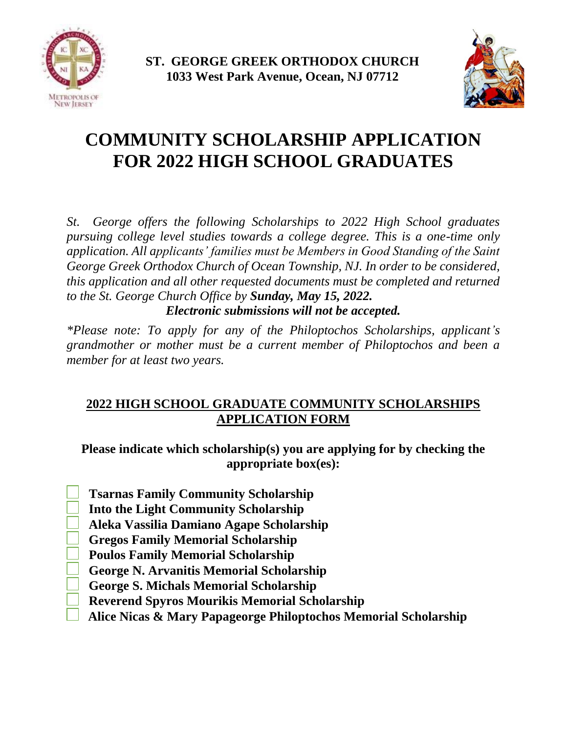**ST. GEORGE GREEK ORTHODOX CHURCH**
**1033 West Park Avenue, Ocean, NJ 07712**

# COMMUNITY SCHOLARSHIP APPLICATION FOR 2022 HIGH SCHOOL GRADUATES

*St. George offers the following Scholarships to 2022 High School graduates pursuing college level studies towards a college degree. This is a one-time only application. All applicants' families must be Members in Good Standing of the Saint George Greek Orthodox Church of Ocean Township, NJ. In order to be considered, this application and all other requested documents must be completed and returned to the St. George Church Office by* ***Sunday, May 15, 2022.***

***Electronic submissions will not be accepted.***

*\*Please note: To apply for any of the Philoptochos Scholarships, applicant's grandmother or mother must be a current member of Philoptochos and been a member for at least two years.*

## 2022 HIGH SCHOOL GRADUATE COMMUNITY SCHOLARSHIPS APPLICATION FORM

**Please indicate which scholarship(s) you are applying for by checking the appropriate box(es):**

- ☐ **Tsarnas Family Community Scholarship**
- ☐ **Into the Light Community Scholarship**
- ☐ **Aleka Vassilia Damiano Agape Scholarship**
- ☐ **Gregos Family Memorial Scholarship**
- ☐ **Poulos Family Memorial Scholarship**
- ☐ **George N. Arvanitis Memorial Scholarship**
- ☐ **George S. Michals Memorial Scholarship**
- ☐ **Reverend Spyros Mourikis Memorial Scholarship**
- ☐ **Alice Nicas & Mary Papageorge Philoptochos Memorial Scholarship**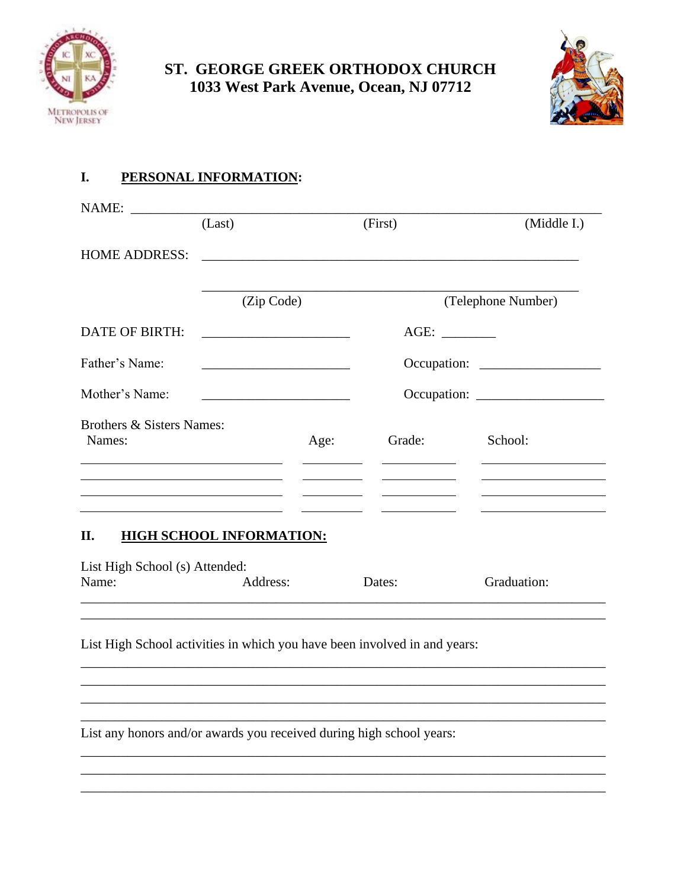**ST. GEORGE GREEK ORTHODOX CHURCH**
**1033 West Park Avenue, Ocean, NJ 07712**

## I. PERSONAL INFORMATION:

NAME: ______________________________________________________________________

(Last) (First) (Middle I.)

HOME ADDRESS: ________________________________________________________

________________________________________________________

(Zip Code) (Telephone Number)

DATE OF BIRTH: ______________________ AGE: ________

Father's Name: ______________________ Occupation: __________________

Mother's Name: ______________________ Occupation: ___________________

Brothers & Sisters Names:

| Names: | Age: | Grade: | School: |
|---|---|---|---|
| | | | |
| | | | |
| | | | |
| | | | |

## II. HIGH SCHOOL INFORMATION:

List High School (s) Attended:

| Name: | Address: | Dates: | Graduation: |
|---|---|---|---|
| | | | |
| | | | |

List High School activities in which you have been involved in and years:

______________________________________________________________________________

______________________________________________________________________________

______________________________________________________________________________

______________________________________________________________________________

List any honors and/or awards you received during high school years:

______________________________________________________________________________

______________________________________________________________________________

______________________________________________________________________________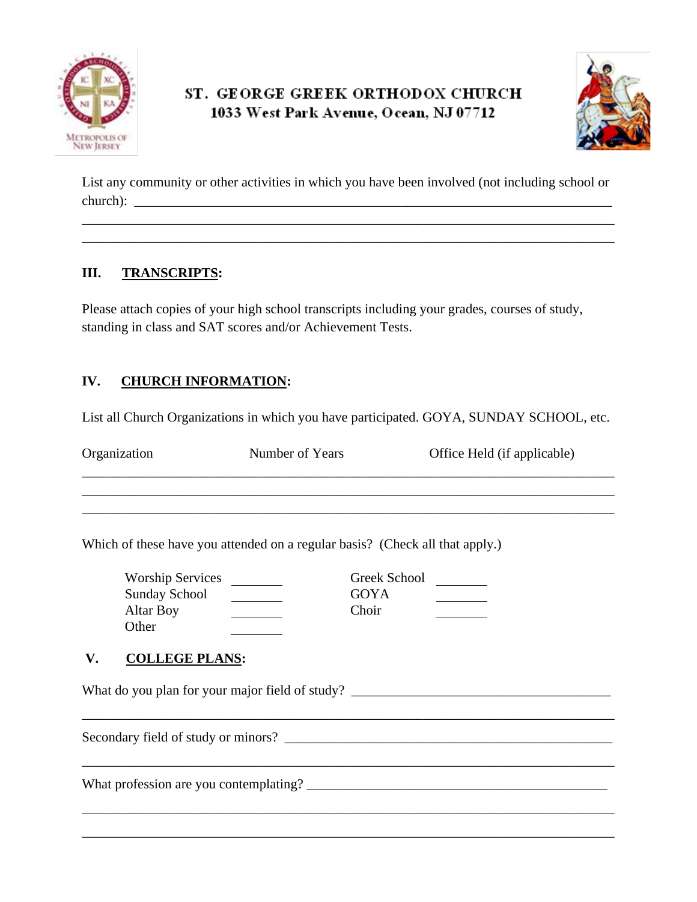**ST. GEORGE GREEK ORTHODOX CHURCH**
**1033 West Park Avenue, Ocean, NJ 07712**

List any community or other activities in which you have been involved (not including school or church): \_\_\_\_\_\_\_\_\_\_\_\_\_\_\_\_\_\_\_\_\_\_\_\_\_\_\_\_\_\_\_\_\_\_\_\_\_\_\_\_\_\_\_\_\_\_\_\_\_\_\_\_\_\_\_\_\_\_\_\_\_\_\_\_\_\_\_\_\_\_\_\_\_\_\_\_

\_\_\_\_\_\_\_\_\_\_\_\_\_\_\_\_\_\_\_\_\_\_\_\_\_\_\_\_\_\_\_\_\_\_\_\_\_\_\_\_\_\_\_\_\_\_\_\_\_\_\_\_\_\_\_\_\_\_\_\_\_\_\_\_\_\_\_\_\_\_\_\_\_\_\_\_\_\_\_\_

\_\_\_\_\_\_\_\_\_\_\_\_\_\_\_\_\_\_\_\_\_\_\_\_\_\_\_\_\_\_\_\_\_\_\_\_\_\_\_\_\_\_\_\_\_\_\_\_\_\_\_\_\_\_\_\_\_\_\_\_\_\_\_\_\_\_\_\_\_\_\_\_\_\_\_\_\_\_\_\_

## III. <u>TRANSCRIPTS</u>:

Please attach copies of your high school transcripts including your grades, courses of study, standing in class and SAT scores and/or Achievement Tests.

## IV. <u>CHURCH INFORMATION</u>:

List all Church Organizations in which you have participated. GOYA, SUNDAY SCHOOL, etc.

| Organization | Number of Years | Office Held (if applicable) |
|---|---|---|
| | | |
| | | |
| | | |

Which of these have you attended on a regular basis? (Check all that apply.)

| | | | |
|---|---|---|---|
| Worship Services | \_\_\_\_\_\_\_\_ | Greek School | \_\_\_\_\_\_\_\_ |
| Sunday School | \_\_\_\_\_\_\_\_ | GOYA | \_\_\_\_\_\_\_\_ |
| Altar Boy | \_\_\_\_\_\_\_\_ | Choir | \_\_\_\_\_\_\_\_ |
| Other | \_\_\_\_\_\_\_\_ | | |

## V. <u>COLLEGE PLANS</u>:

What do you plan for your major field of study? \_\_\_\_\_\_\_\_\_\_\_\_\_\_\_\_\_\_\_\_\_\_\_\_\_\_\_\_\_\_\_\_\_\_\_\_\_\_\_\_

\_\_\_\_\_\_\_\_\_\_\_\_\_\_\_\_\_\_\_\_\_\_\_\_\_\_\_\_\_\_\_\_\_\_\_\_\_\_\_\_\_\_\_\_\_\_\_\_\_\_\_\_\_\_\_\_\_\_\_\_\_\_\_\_\_\_\_\_\_\_\_\_\_\_\_\_\_\_\_\_

Secondary field of study or minors? \_\_\_\_\_\_\_\_\_\_\_\_\_\_\_\_\_\_\_\_\_\_\_\_\_\_\_\_\_\_\_\_\_\_\_\_\_\_\_\_\_\_\_\_\_\_\_\_\_\_

\_\_\_\_\_\_\_\_\_\_\_\_\_\_\_\_\_\_\_\_\_\_\_\_\_\_\_\_\_\_\_\_\_\_\_\_\_\_\_\_\_\_\_\_\_\_\_\_\_\_\_\_\_\_\_\_\_\_\_\_\_\_\_\_\_\_\_\_\_\_\_\_\_\_\_\_\_\_\_\_

What profession are you contemplating? \_\_\_\_\_\_\_\_\_\_\_\_\_\_\_\_\_\_\_\_\_\_\_\_\_\_\_\_\_\_\_\_\_\_\_\_\_\_\_\_\_\_\_\_\_\_

\_\_\_\_\_\_\_\_\_\_\_\_\_\_\_\_\_\_\_\_\_\_\_\_\_\_\_\_\_\_\_\_\_\_\_\_\_\_\_\_\_\_\_\_\_\_\_\_\_\_\_\_\_\_\_\_\_\_\_\_\_\_\_\_\_\_\_\_\_\_\_\_\_\_\_\_\_\_\_\_

\_\_\_\_\_\_\_\_\_\_\_\_\_\_\_\_\_\_\_\_\_\_\_\_\_\_\_\_\_\_\_\_\_\_\_\_\_\_\_\_\_\_\_\_\_\_\_\_\_\_\_\_\_\_\_\_\_\_\_\_\_\_\_\_\_\_\_\_\_\_\_\_\_\_\_\_\_\_\_\_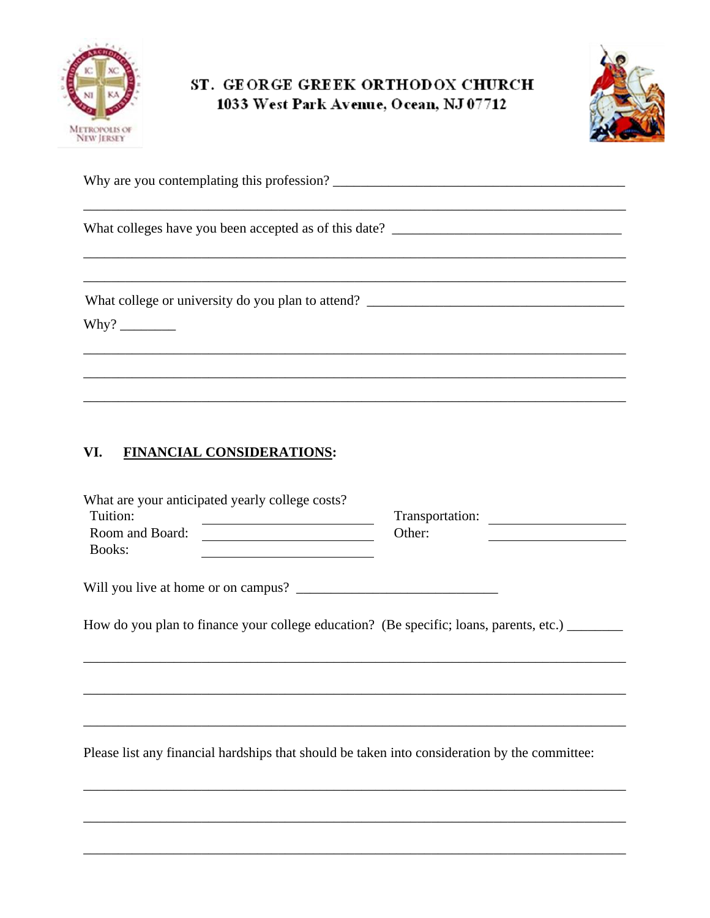**ST. GEORGE GREEK ORTHODOX CHURCH**
**1033 West Park Avenue, Ocean, NJ 07712**

Why are you contemplating this profession? ____________________________________________

_______________________________________________________________________________

What colleges have you been accepted as of this date? ________________________________

_______________________________________________________________________________

_______________________________________________________________________________

What college or university do you plan to attend? ____________________________________

Why? ________

_______________________________________________________________________________

_______________________________________________________________________________

_______________________________________________________________________________

## VI. FINANCIAL CONSIDERATIONS:

What are your anticipated yearly college costs?

Tuition: ____________________ Transportation: ____________________

Room and Board: ____________________ Other: ____________________

Books: ____________________

Will you live at home or on campus? ______________________________

How do you plan to finance your college education? (Be specific; loans, parents, etc.) ________

_______________________________________________________________________________

_______________________________________________________________________________

_______________________________________________________________________________

Please list any financial hardships that should be taken into consideration by the committee:

_______________________________________________________________________________

_______________________________________________________________________________

_______________________________________________________________________________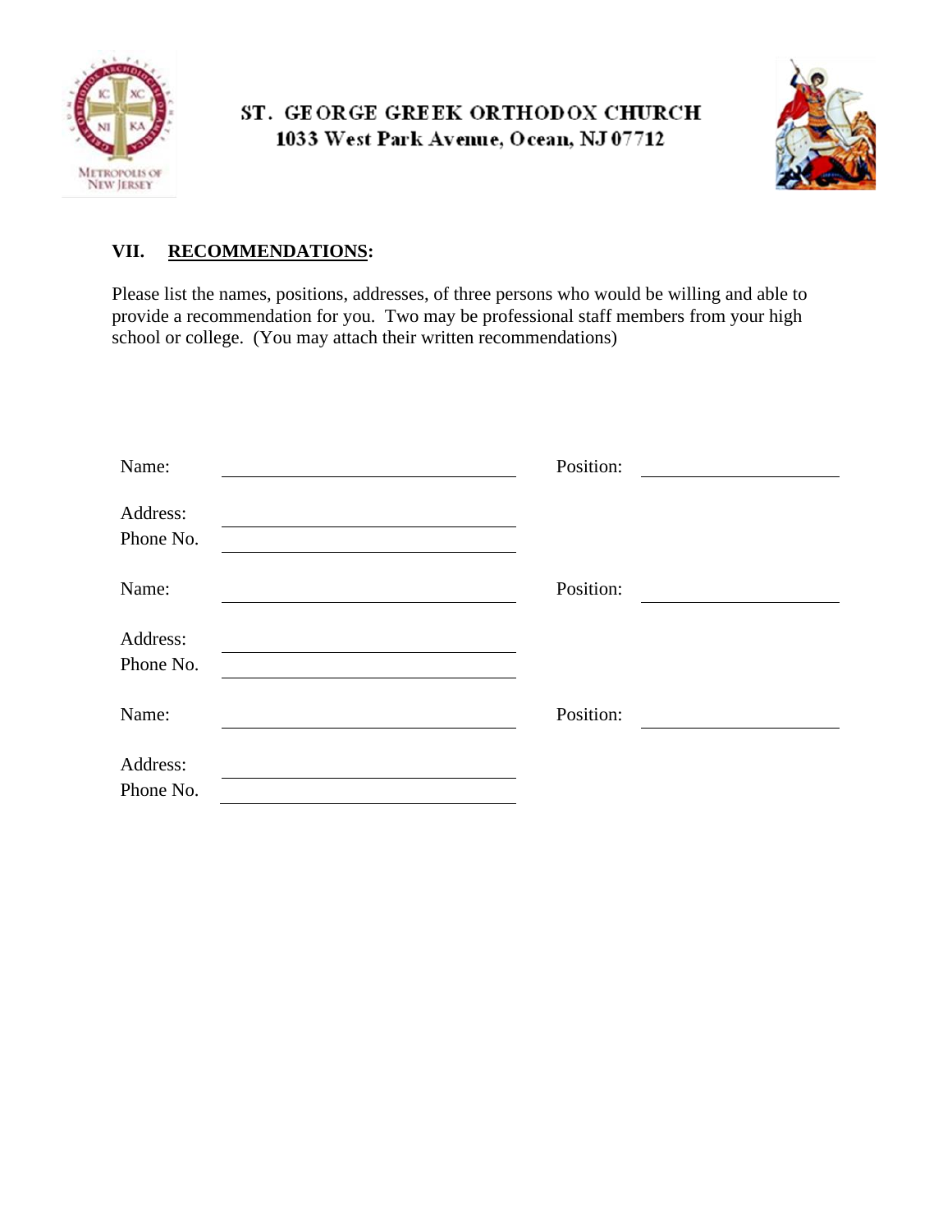ST. GEORGE GREEK ORTHODOX CHURCH
1033 West Park Avenue, Ocean, NJ 07712

## VII. RECOMMENDATIONS:

Please list the names, positions, addresses, of three persons who would be willing and able to provide a recommendation for you. Two may be professional staff members from your high school or college. (You may attach their written recommendations)

Name: \_\_\_\_\_\_\_\_\_\_\_\_\_\_\_\_\_\_\_\_\_\_\_\_\_\_\_\_ Position: \_\_\_\_\_\_\_\_\_\_\_\_\_\_\_\_\_\_\_\_

Address: \_\_\_\_\_\_\_\_\_\_\_\_\_\_\_\_\_\_\_\_\_\_\_\_\_\_\_\_

Phone No. \_\_\_\_\_\_\_\_\_\_\_\_\_\_\_\_\_\_\_\_\_\_\_\_\_\_\_\_

Name: \_\_\_\_\_\_\_\_\_\_\_\_\_\_\_\_\_\_\_\_\_\_\_\_\_\_\_\_ Position: \_\_\_\_\_\_\_\_\_\_\_\_\_\_\_\_\_\_\_\_

Address: \_\_\_\_\_\_\_\_\_\_\_\_\_\_\_\_\_\_\_\_\_\_\_\_\_\_\_\_

Phone No. \_\_\_\_\_\_\_\_\_\_\_\_\_\_\_\_\_\_\_\_\_\_\_\_\_\_\_\_

Name: \_\_\_\_\_\_\_\_\_\_\_\_\_\_\_\_\_\_\_\_\_\_\_\_\_\_\_\_ Position: \_\_\_\_\_\_\_\_\_\_\_\_\_\_\_\_\_\_\_\_

Address: \_\_\_\_\_\_\_\_\_\_\_\_\_\_\_\_\_\_\_\_\_\_\_\_\_\_\_\_

Phone No. \_\_\_\_\_\_\_\_\_\_\_\_\_\_\_\_\_\_\_\_\_\_\_\_\_\_\_\_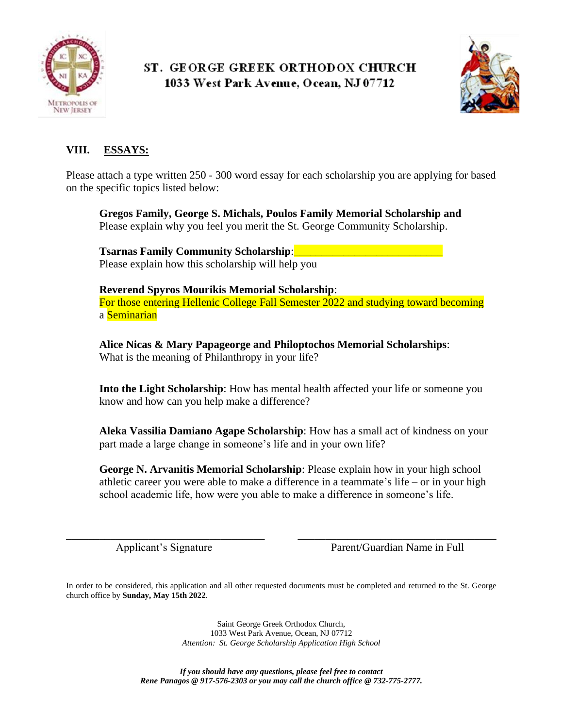# ST. GEORGE GREEK ORTHODOX CHURCH
## 1033 West Park Avenue, Ocean, NJ 07712

### VIII. ESSAYS:

Please attach a type written 250 - 300 word essay for each scholarship you are applying for based on the specific topics listed below:

**Gregos Family, George S. Michals, Poulos Family Memorial Scholarship and**
Please explain why you feel you merit the St. George Community Scholarship.

**Tsarnas Family Community Scholarship**:___________________________
Please explain how this scholarship will help you

**Reverend Spyros Mourikis Memorial Scholarship**:
For those entering Hellenic College Fall Semester 2022 and studying toward becoming a Seminarian

**Alice Nicas & Mary Papageorge and Philoptochos Memorial Scholarships**:
What is the meaning of Philanthropy in your life?

**Into the Light Scholarship**: How has mental health affected your life or someone you know and how can you help make a difference?

**Aleka Vassilia Damiano Agape Scholarship**: How has a small act of kindness on your part made a large change in someone's life and in your own life?

**George N. Arvanitis Memorial Scholarship**: Please explain how in your high school athletic career you were able to make a difference in a teammate's life – or in your high school academic life, how were you able to make a difference in someone's life.

_________________________________ Applicant's Signature

_________________________________ Parent/Guardian Name in Full

In order to be considered, this application and all other requested documents must be completed and returned to the St. George church office by **Sunday, May 15th 2022**.

Saint George Greek Orthodox Church,
1033 West Park Avenue, Ocean, NJ 07712
*Attention: St. George Scholarship Application High School*

***If you should have any questions, please feel free to contact Rene Panagos @ 917-576-2303 or you may call the church office @ 732-775-2777.***